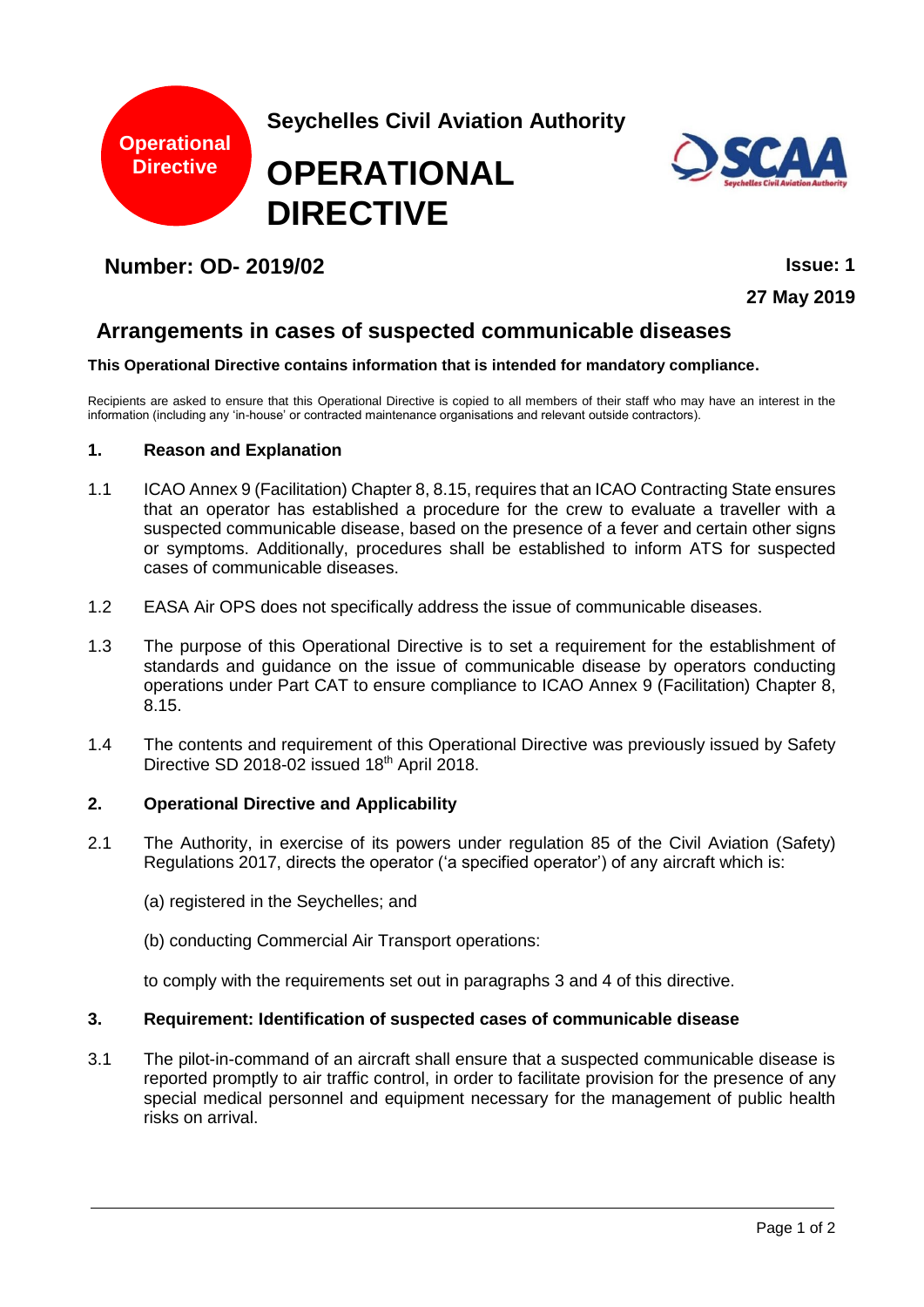Operational Directive

Seychelles Civil Aviation Authority

# OPERATIONAL DIRECTIVE

**Number: OD- 2019/02**

**Issue: 1**

**27 May 2019**

## Arrangements in cases of suspected communicable diseases

**This Operational Directive contains information that is intended for mandatory compliance.**

Recipients are asked to ensure that this Operational Directive is copied to all members of their staff who may have an interest in the information (including any 'in-house' or contracted maintenance organisations and relevant outside contractors).

### 1. Reason and Explanation

1.1 ICAO Annex 9 (Facilitation) Chapter 8, 8.15, requires that an ICAO Contracting State ensures that an operator has established a procedure for the crew to evaluate a traveller with a suspected communicable disease, based on the presence of a fever and certain other signs or symptoms. Additionally, procedures shall be established to inform ATS for suspected cases of communicable diseases.

1.2 EASA Air OPS does not specifically address the issue of communicable diseases.

1.3 The purpose of this Operational Directive is to set a requirement for the establishment of standards and guidance on the issue of communicable disease by operators conducting operations under Part CAT to ensure compliance to ICAO Annex 9 (Facilitation) Chapter 8, 8.15.

1.4 The contents and requirement of this Operational Directive was previously issued by Safety Directive SD 2018-02 issued 18th April 2018.

### 2. Operational Directive and Applicability

2.1 The Authority, in exercise of its powers under regulation 85 of the Civil Aviation (Safety) Regulations 2017, directs the operator ('a specified operator') of any aircraft which is:

(a) registered in the Seychelles; and

(b) conducting Commercial Air Transport operations:

to comply with the requirements set out in paragraphs 3 and 4 of this directive.

### 3. Requirement: Identification of suspected cases of communicable disease

3.1 The pilot-in-command of an aircraft shall ensure that a suspected communicable disease is reported promptly to air traffic control, in order to facilitate provision for the presence of any special medical personnel and equipment necessary for the management of public health risks on arrival.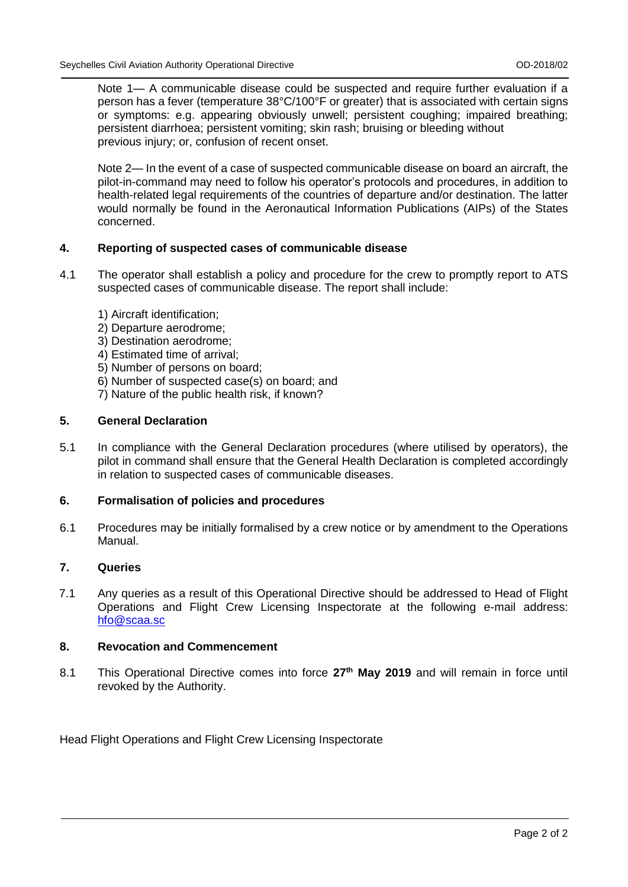Note 1— A communicable disease could be suspected and require further evaluation if a person has a fever (temperature 38°C/100°F or greater) that is associated with certain signs or symptoms: e.g. appearing obviously unwell; persistent coughing; impaired breathing; persistent diarrhoea; persistent vomiting; skin rash; bruising or bleeding without previous injury; or, confusion of recent onset.

Note 2— In the event of a case of suspected communicable disease on board an aircraft, the pilot-in-command may need to follow his operator's protocols and procedures, in addition to health-related legal requirements of the countries of departure and/or destination. The latter would normally be found in the Aeronautical Information Publications (AIPs) of the States concerned.

## 4. Reporting of suspected cases of communicable disease

4.1 The operator shall establish a policy and procedure for the crew to promptly report to ATS suspected cases of communicable disease. The report shall include:

1) Aircraft identification;
2) Departure aerodrome;
3) Destination aerodrome;
4) Estimated time of arrival;
5) Number of persons on board;
6) Number of suspected case(s) on board; and
7) Nature of the public health risk, if known?

## 5. General Declaration

5.1 In compliance with the General Declaration procedures (where utilised by operators), the pilot in command shall ensure that the General Health Declaration is completed accordingly in relation to suspected cases of communicable diseases.

## 6. Formalisation of policies and procedures

6.1 Procedures may be initially formalised by a crew notice or by amendment to the Operations Manual.

## 7. Queries

7.1 Any queries as a result of this Operational Directive should be addressed to Head of Flight Operations and Flight Crew Licensing Inspectorate at the following e-mail address: hfo@scaa.sc

## 8. Revocation and Commencement

8.1 This Operational Directive comes into force **27th May 2019** and will remain in force until revoked by the Authority.

Head Flight Operations and Flight Crew Licensing Inspectorate